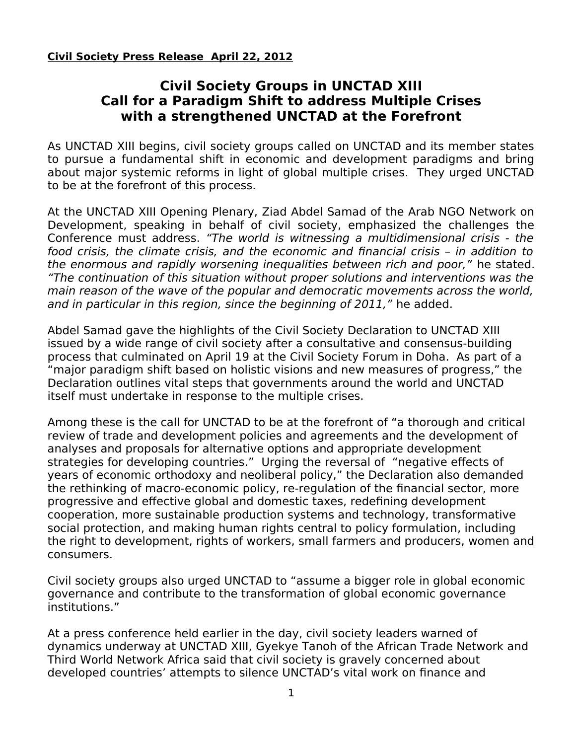**Civil Society Press Release April 22, 2012**

# Civil Society Groups in UNCTAD XIII Call for a Paradigm Shift to address Multiple Crises with a strengthened UNCTAD at the Forefront

As UNCTAD XIII begins, civil society groups called on UNCTAD and its member states to pursue a fundamental shift in economic and development paradigms and bring about major systemic reforms in light of global multiple crises. They urged UNCTAD to be at the forefront of this process.

At the UNCTAD XIII Opening Plenary, Ziad Abdel Samad of the Arab NGO Network on Development, speaking in behalf of civil society, emphasized the challenges the Conference must address. *"The world is witnessing a multidimensional crisis - the food crisis, the climate crisis, and the economic and financial crisis – in addition to the enormous and rapidly worsening inequalities between rich and poor,"* he stated. *"The continuation of this situation without proper solutions and interventions was the main reason of the wave of the popular and democratic movements across the world, and in particular in this region, since the beginning of 2011,"* he added.

Abdel Samad gave the highlights of the Civil Society Declaration to UNCTAD XIII issued by a wide range of civil society after a consultative and consensus-building process that culminated on April 19 at the Civil Society Forum in Doha. As part of a "major paradigm shift based on holistic visions and new measures of progress," the Declaration outlines vital steps that governments around the world and UNCTAD itself must undertake in response to the multiple crises.

Among these is the call for UNCTAD to be at the forefront of "a thorough and critical review of trade and development policies and agreements and the development of analyses and proposals for alternative options and appropriate development strategies for developing countries." Urging the reversal of "negative effects of years of economic orthodoxy and neoliberal policy," the Declaration also demanded the rethinking of macro-economic policy, re-regulation of the financial sector, more progressive and effective global and domestic taxes, redefining development cooperation, more sustainable production systems and technology, transformative social protection, and making human rights central to policy formulation, including the right to development, rights of workers, small farmers and producers, women and consumers.

Civil society groups also urged UNCTAD to "assume a bigger role in global economic governance and contribute to the transformation of global economic governance institutions."

At a press conference held earlier in the day, civil society leaders warned of dynamics underway at UNCTAD XIII, Gyekye Tanoh of the African Trade Network and Third World Network Africa said that civil society is gravely concerned about developed countries' attempts to silence UNCTAD's vital work on finance and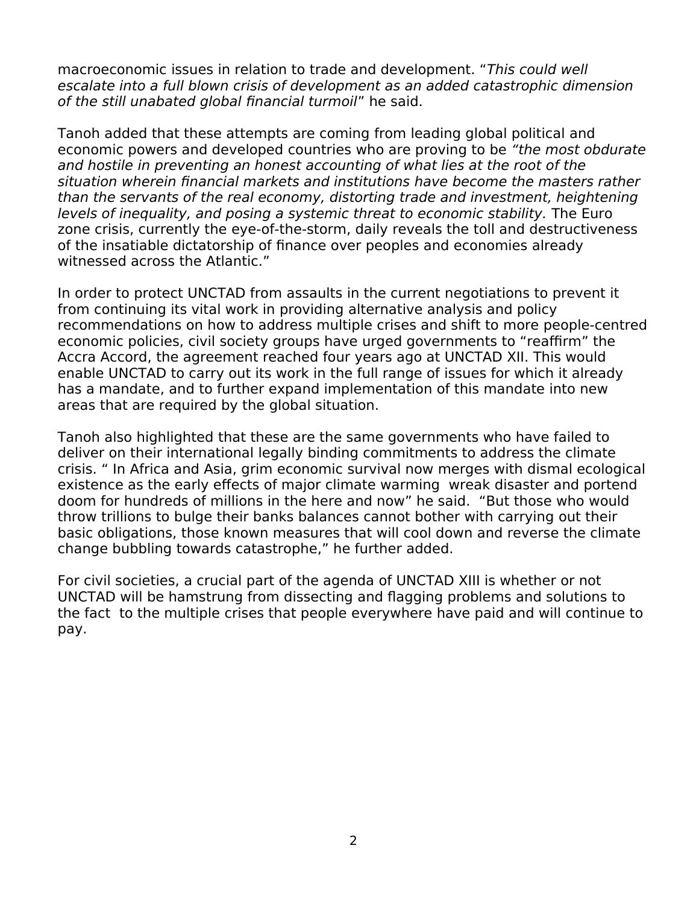macroeconomic issues in relation to trade and development. "*This could well escalate into a full blown crisis of development as an added catastrophic dimension of the still unabated global financial turmoil*" he said.

Tanoh added that these attempts are coming from leading global political and economic powers and developed countries who are proving to be *"the most obdurate and hostile in preventing an honest accounting of what lies at the root of the situation wherein financial markets and institutions have become the masters rather than the servants of the real economy, distorting trade and investment, heightening levels of inequality, and posing a systemic threat to economic stability.* The Euro zone crisis, currently the eye-of-the-storm, daily reveals the toll and destructiveness of the insatiable dictatorship of finance over peoples and economies already witnessed across the Atlantic."

In order to protect UNCTAD from assaults in the current negotiations to prevent it from continuing its vital work in providing alternative analysis and policy recommendations on how to address multiple crises and shift to more people-centred economic policies, civil society groups have urged governments to "reaffirm" the Accra Accord, the agreement reached four years ago at UNCTAD XII. This would enable UNCTAD to carry out its work in the full range of issues for which it already has a mandate, and to further expand implementation of this mandate into new areas that are required by the global situation.

Tanoh also highlighted that these are the same governments who have failed to deliver on their international legally binding commitments to address the climate crisis. " In Africa and Asia, grim economic survival now merges with dismal ecological existence as the early effects of major climate warming wreak disaster and portend doom for hundreds of millions in the here and now" he said. "But those who would throw trillions to bulge their banks balances cannot bother with carrying out their basic obligations, those known measures that will cool down and reverse the climate change bubbling towards catastrophe," he further added.

For civil societies, a crucial part of the agenda of UNCTAD XIII is whether or not UNCTAD will be hamstrung from dissecting and flagging problems and solutions to the fact to the multiple crises that people everywhere have paid and will continue to pay.